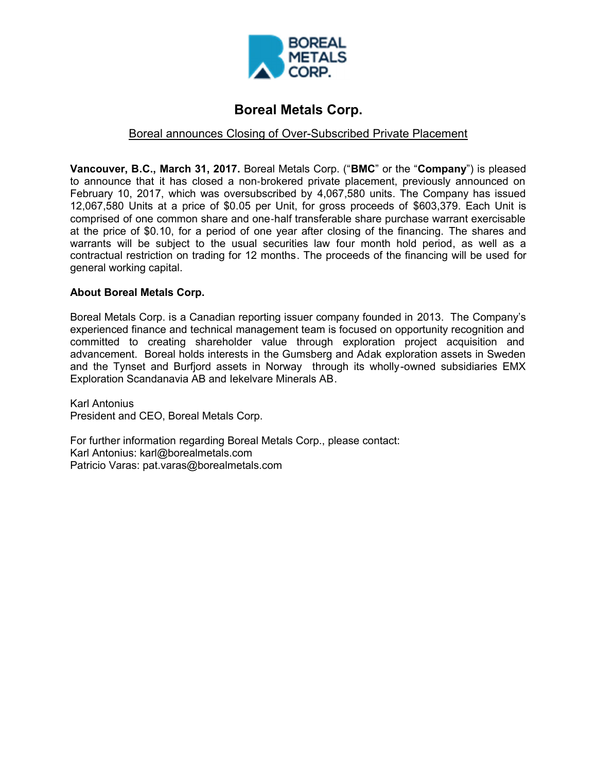# Boreal Metals Corp.

Boreal announces Closing of Over-Subscribed Private Placement

**Vancouver, B.C., March 31, 2017.** Boreal Metals Corp. ("**BMC**" or the "**Company**") is pleased to announce that it has closed a non-brokered private placement, previously announced on February 10, 2017, which was oversubscribed by 4,067,580 units. The Company has issued 12,067,580 Units at a price of $0.05 per Unit, for gross proceeds of $603,379. Each Unit is comprised of one common share and one-half transferable share purchase warrant exercisable at the price of $0.10, for a period of one year after closing of the financing. The shares and warrants will be subject to the usual securities law four month hold period, as well as a contractual restriction on trading for 12 months. The proceeds of the financing will be used for general working capital.

**About Boreal Metals Corp.**

Boreal Metals Corp. is a Canadian reporting issuer company founded in 2013. The Company's experienced finance and technical management team is focused on opportunity recognition and committed to creating shareholder value through exploration project acquisition and advancement. Boreal holds interests in the Gumsberg and Adak exploration assets in Sweden and the Tynset and Burfjord assets in Norway through its wholly-owned subsidiaries EMX Exploration Scandanavia AB and Iekelvare Minerals AB.

Karl Antonius
President and CEO, Boreal Metals Corp.

For further information regarding Boreal Metals Corp., please contact:
Karl Antonius: karl@borealmetals.com
Patricio Varas: pat.varas@borealmetals.com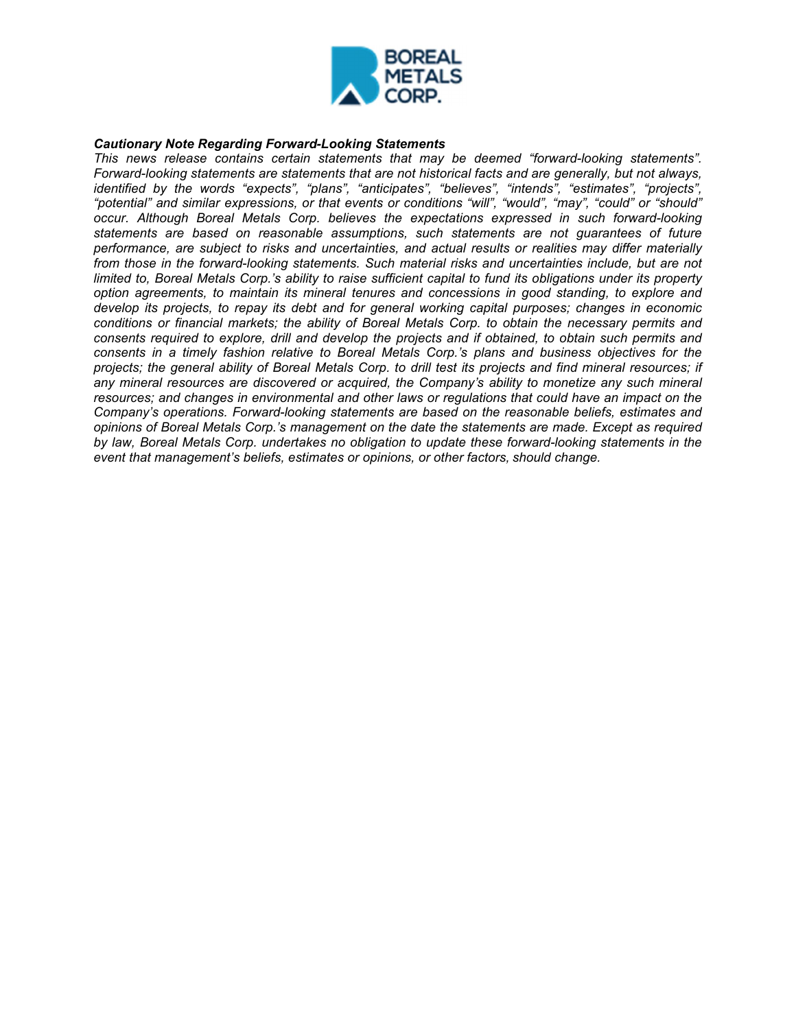***Cautionary Note Regarding Forward-Looking Statements***

*This news release contains certain statements that may be deemed “forward-looking statements”. Forward-looking statements are statements that are not historical facts and are generally, but not always, identified by the words “expects”, “plans”, “anticipates”, “believes”, “intends”, “estimates”, “projects”, “potential” and similar expressions, or that events or conditions “will”, “would”, “may”, “could” or “should” occur. Although Boreal Metals Corp. believes the expectations expressed in such forward-looking statements are based on reasonable assumptions, such statements are not guarantees of future performance, are subject to risks and uncertainties, and actual results or realities may differ materially from those in the forward-looking statements. Such material risks and uncertainties include, but are not limited to, Boreal Metals Corp.’s ability to raise sufficient capital to fund its obligations under its property option agreements, to maintain its mineral tenures and concessions in good standing, to explore and develop its projects, to repay its debt and for general working capital purposes; changes in economic conditions or financial markets; the ability of Boreal Metals Corp. to obtain the necessary permits and consents required to explore, drill and develop the projects and if obtained, to obtain such permits and consents in a timely fashion relative to Boreal Metals Corp.’s plans and business objectives for the projects; the general ability of Boreal Metals Corp. to drill test its projects and find mineral resources; if any mineral resources are discovered or acquired, the Company’s ability to monetize any such mineral resources; and changes in environmental and other laws or regulations that could have an impact on the Company’s operations. Forward-looking statements are based on the reasonable beliefs, estimates and opinions of Boreal Metals Corp.’s management on the date the statements are made. Except as required by law, Boreal Metals Corp. undertakes no obligation to update these forward-looking statements in the event that management’s beliefs, estimates or opinions, or other factors, should change.*